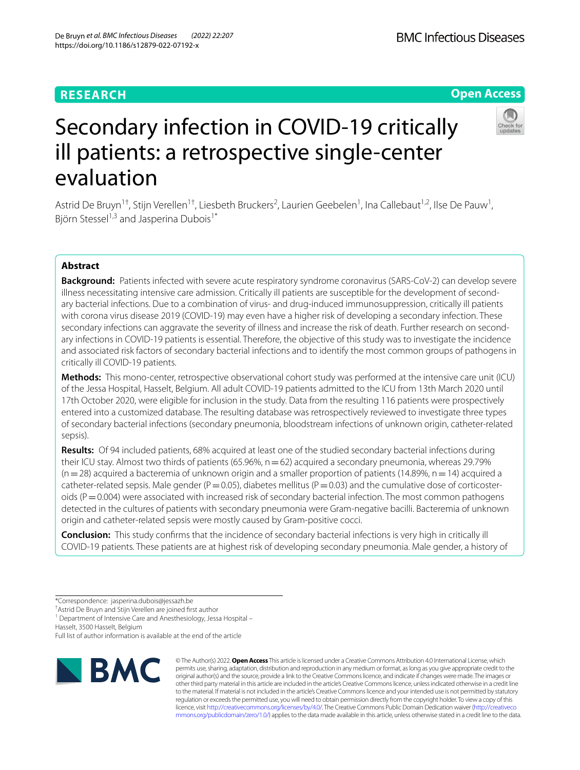RESEARCH

Open Access

# Secondary infection in COVID-19 critically ill patients: a retrospective single-center evaluation

Astrid De Bruyn[1†], Stijn Verellen[1†], Liesbeth Bruckers[2], Laurien Geebelen[1], Ina Callebaut[1,2], Ilse De Pauw[1], Björn Stessel[1,3] and Jasperina Dubois[1*]

## Abstract

**Background:** Patients infected with severe acute respiratory syndrome coronavirus (SARS-CoV-2) can develop severe illness necessitating intensive care admission. Critically ill patients are susceptible for the development of secondary bacterial infections. Due to a combination of virus- and drug-induced immunosuppression, critically ill patients with corona virus disease 2019 (COVID-19) may even have a higher risk of developing a secondary infection. These secondary infections can aggravate the severity of illness and increase the risk of death. Further research on secondary infections in COVID-19 patients is essential. Therefore, the objective of this study was to investigate the incidence and associated risk factors of secondary bacterial infections and to identify the most common groups of pathogens in critically ill COVID-19 patients.

**Methods:** This mono-center, retrospective observational cohort study was performed at the intensive care unit (ICU) of the Jessa Hospital, Hasselt, Belgium. All adult COVID-19 patients admitted to the ICU from 13th March 2020 until 17th October 2020, were eligible for inclusion in the study. Data from the resulting 116 patients were prospectively entered into a customized database. The resulting database was retrospectively reviewed to investigate three types of secondary bacterial infections (secondary pneumonia, bloodstream infections of unknown origin, catheter-related sepsis).

**Results:** Of 94 included patients, 68% acquired at least one of the studied secondary bacterial infections during their ICU stay. Almost two thirds of patients (65.96%, n = 62) acquired a secondary pneumonia, whereas 29.79% (n = 28) acquired a bacteremia of unknown origin and a smaller proportion of patients (14.89%, n = 14) acquired a catheter-related sepsis. Male gender (P = 0.05), diabetes mellitus (P = 0.03) and the cumulative dose of corticosteroids (P = 0.004) were associated with increased risk of secondary bacterial infection. The most common pathogens detected in the cultures of patients with secondary pneumonia were Gram-negative bacilli. Bacteremia of unknown origin and catheter-related sepsis were mostly caused by Gram-positive cocci.

**Conclusion:** This study confirms that the incidence of secondary bacterial infections is very high in critically ill COVID-19 patients. These patients are at highest risk of developing secondary pneumonia. Male gender, a history of

*Correspondence: jasperina.dubois@jessazh.be
†Astrid De Bruyn and Stijn Verellen are joined first author
[1] Department of Intensive Care and Anesthesiology, Jessa Hospital – Hasselt, 3500 Hasselt, Belgium
Full list of author information is available at the end of the article

© The Author(s) 2022. **Open Access** This article is licensed under a Creative Commons Attribution 4.0 International License, which permits use, sharing, adaptation, distribution and reproduction in any medium or format, as long as you give appropriate credit to the original author(s) and the source, provide a link to the Creative Commons licence, and indicate if changes were made. The images or other third party material in this article are included in the article's Creative Commons licence, unless indicated otherwise in a credit line to the material. If material is not included in the article's Creative Commons licence and your intended use is not permitted by statutory regulation or exceeds the permitted use, you will need to obtain permission directly from the copyright holder. To view a copy of this licence, visit http://creativecommons.org/licenses/by/4.0/. The Creative Commons Public Domain Dedication waiver (http://creativecommons.org/publicdomain/zero/1.0/) applies to the data made available in this article, unless otherwise stated in a credit line to the data.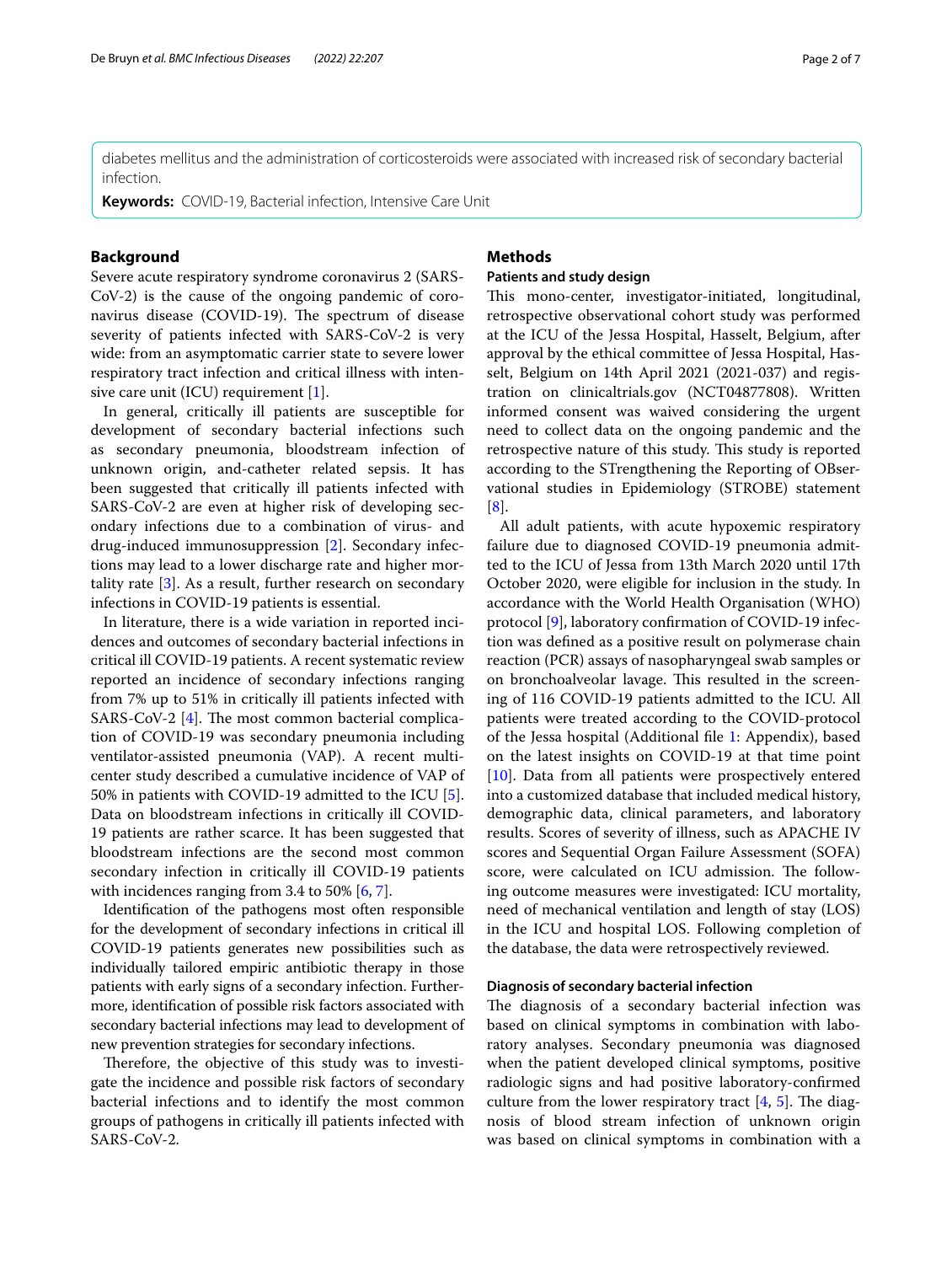diabetes mellitus and the administration of corticosteroids were associated with increased risk of secondary bacterial infection.

**Keywords:** COVID-19, Bacterial infection, Intensive Care Unit

## Background

Severe acute respiratory syndrome coronavirus 2 (SARS-CoV-2) is the cause of the ongoing pandemic of coronavirus disease (COVID-19). The spectrum of disease severity of patients infected with SARS-CoV-2 is very wide: from an asymptomatic carrier state to severe lower respiratory tract infection and critical illness with intensive care unit (ICU) requirement [1].

In general, critically ill patients are susceptible for development of secondary bacterial infections such as secondary pneumonia, bloodstream infection of unknown origin, and-catheter related sepsis. It has been suggested that critically ill patients infected with SARS-CoV-2 are even at higher risk of developing secondary infections due to a combination of virus- and drug-induced immunosuppression [2]. Secondary infections may lead to a lower discharge rate and higher mortality rate [3]. As a result, further research on secondary infections in COVID-19 patients is essential.

In literature, there is a wide variation in reported incidences and outcomes of secondary bacterial infections in critical ill COVID-19 patients. A recent systematic review reported an incidence of secondary infections ranging from 7% up to 51% in critically ill patients infected with SARS-CoV-2 [4]. The most common bacterial complication of COVID-19 was secondary pneumonia including ventilator-assisted pneumonia (VAP). A recent multicenter study described a cumulative incidence of VAP of 50% in patients with COVID-19 admitted to the ICU [5]. Data on bloodstream infections in critically ill COVID-19 patients are rather scarce. It has been suggested that bloodstream infections are the second most common secondary infection in critically ill COVID-19 patients with incidences ranging from 3.4 to 50% [6, 7].

Identification of the pathogens most often responsible for the development of secondary infections in critical ill COVID-19 patients generates new possibilities such as individually tailored empiric antibiotic therapy in those patients with early signs of a secondary infection. Furthermore, identification of possible risk factors associated with secondary bacterial infections may lead to development of new prevention strategies for secondary infections.

Therefore, the objective of this study was to investigate the incidence and possible risk factors of secondary bacterial infections and to identify the most common groups of pathogens in critically ill patients infected with SARS-CoV-2.

## Methods

### Patients and study design

This mono-center, investigator-initiated, longitudinal, retrospective observational cohort study was performed at the ICU of the Jessa Hospital, Hasselt, Belgium, after approval by the ethical committee of Jessa Hospital, Hasselt, Belgium on 14th April 2021 (2021-037) and registration on clinicaltrials.gov (NCT04877808). Written informed consent was waived considering the urgent need to collect data on the ongoing pandemic and the retrospective nature of this study. This study is reported according to the STrengthening the Reporting of OBservational studies in Epidemiology (STROBE) statement [8].

All adult patients, with acute hypoxemic respiratory failure due to diagnosed COVID-19 pneumonia admitted to the ICU of Jessa from 13th March 2020 until 17th October 2020, were eligible for inclusion in the study. In accordance with the World Health Organisation (WHO) protocol [9], laboratory confirmation of COVID-19 infection was defined as a positive result on polymerase chain reaction (PCR) assays of nasopharyngeal swab samples or on bronchoalveolar lavage. This resulted in the screening of 116 COVID-19 patients admitted to the ICU. All patients were treated according to the COVID-protocol of the Jessa hospital (Additional file 1: Appendix), based on the latest insights on COVID-19 at that time point [10]. Data from all patients were prospectively entered into a customized database that included medical history, demographic data, clinical parameters, and laboratory results. Scores of severity of illness, such as APACHE IV scores and Sequential Organ Failure Assessment (SOFA) score, were calculated on ICU admission. The following outcome measures were investigated: ICU mortality, need of mechanical ventilation and length of stay (LOS) in the ICU and hospital LOS. Following completion of the database, the data were retrospectively reviewed.

### Diagnosis of secondary bacterial infection

The diagnosis of a secondary bacterial infection was based on clinical symptoms in combination with laboratory analyses. Secondary pneumonia was diagnosed when the patient developed clinical symptoms, positive radiologic signs and had positive laboratory-confirmed culture from the lower respiratory tract [4, 5]. The diagnosis of blood stream infection of unknown origin was based on clinical symptoms in combination with a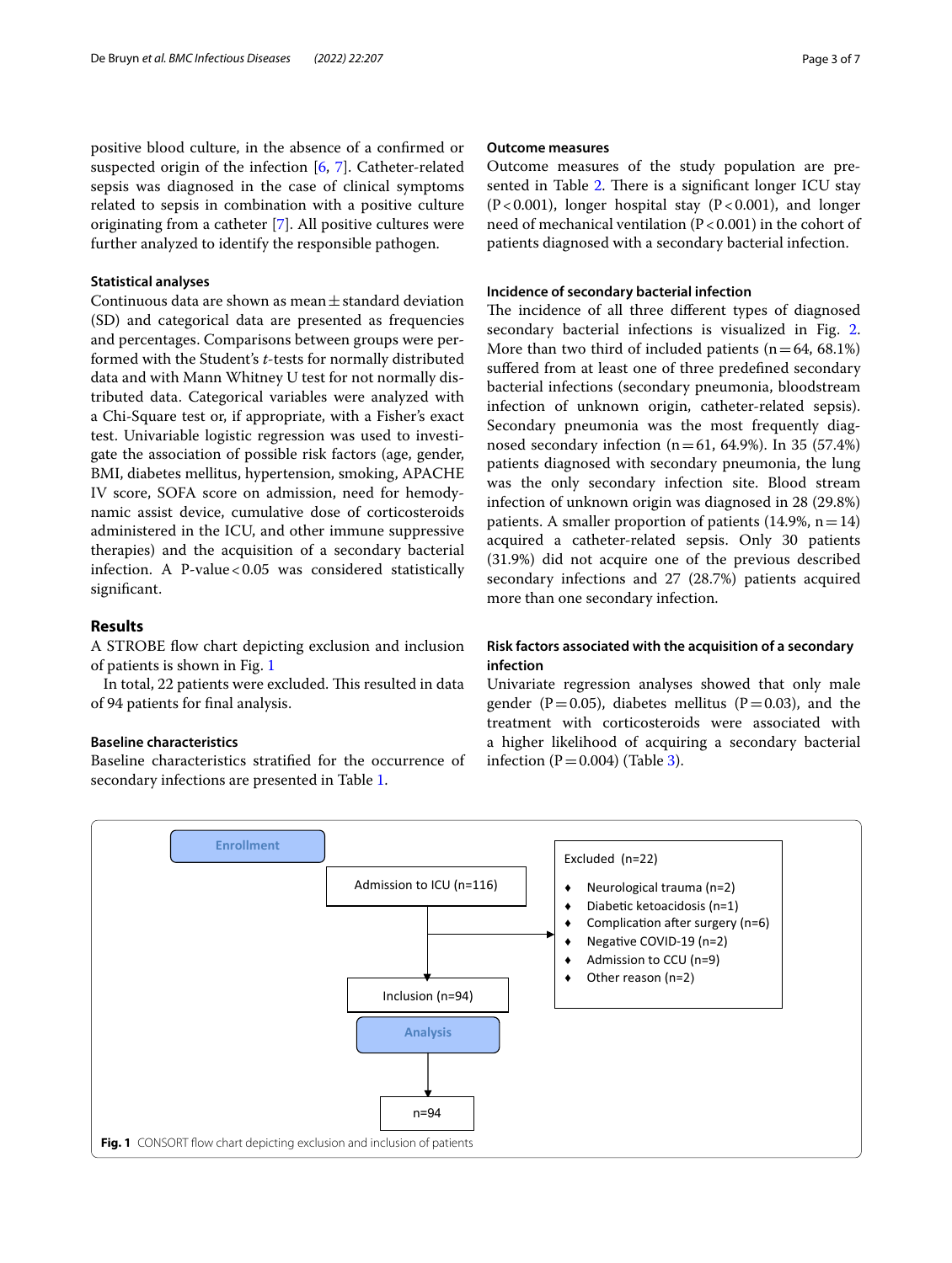positive blood culture, in the absence of a confirmed or suspected origin of the infection [6, 7]. Catheter-related sepsis was diagnosed in the case of clinical symptoms related to sepsis in combination with a positive culture originating from a catheter [7]. All positive cultures were further analyzed to identify the responsible pathogen.

### Statistical analyses

Continuous data are shown as mean ± standard deviation (SD) and categorical data are presented as frequencies and percentages. Comparisons between groups were performed with the Student's *t*-tests for normally distributed data and with Mann Whitney U test for not normally distributed data. Categorical variables were analyzed with a Chi-Square test or, if appropriate, with a Fisher's exact test. Univariable logistic regression was used to investigate the association of possible risk factors (age, gender, BMI, diabetes mellitus, hypertension, smoking, APACHE IV score, SOFA score on admission, need for hemodynamic assist device, cumulative dose of corticosteroids administered in the ICU, and other immune suppressive therapies) and the acquisition of a secondary bacterial infection. A P-value < 0.05 was considered statistically significant.

## Results

A STROBE flow chart depicting exclusion and inclusion of patients is shown in Fig. 1

In total, 22 patients were excluded. This resulted in data of 94 patients for final analysis.

### Baseline characteristics

Baseline characteristics stratified for the occurrence of secondary infections are presented in Table 1.

### Outcome measures

Outcome measures of the study population are presented in Table 2. There is a significant longer ICU stay (P < 0.001), longer hospital stay (P < 0.001), and longer need of mechanical ventilation (P < 0.001) in the cohort of patients diagnosed with a secondary bacterial infection.

### Incidence of secondary bacterial infection

The incidence of all three different types of diagnosed secondary bacterial infections is visualized in Fig. 2. More than two third of included patients (n = 64, 68.1%) suffered from at least one of three predefined secondary bacterial infections (secondary pneumonia, bloodstream infection of unknown origin, catheter-related sepsis). Secondary pneumonia was the most frequently diagnosed secondary infection (n = 61, 64.9%). In 35 (57.4%) patients diagnosed with secondary pneumonia, the lung was the only secondary infection site. Blood stream infection of unknown origin was diagnosed in 28 (29.8%) patients. A smaller proportion of patients (14.9%, n = 14) acquired a catheter-related sepsis. Only 30 patients (31.9%) did not acquire one of the previous described secondary infections and 27 (28.7%) patients acquired more than one secondary infection.

### Risk factors associated with the acquisition of a secondary infection

Univariate regression analyses showed that only male gender (P = 0.05), diabetes mellitus (P = 0.03), and the treatment with corticosteroids were associated with a higher likelihood of acquiring a secondary bacterial infection (P = 0.004) (Table 3).

Enrollment

Admission to ICU (n=116)

Excluded (n=22)

- Neurological trauma (n=2)
- Diabetic ketoacidosis (n=1)
- Complication after surgery (n=6)
- Negative COVID-19 (n=2)
- Admission to CCU (n=9)
- Other reason (n=2)

Inclusion (n=94)

Analysis

n=94

**Fig. 1** CONSORT flow chart depicting exclusion and inclusion of patients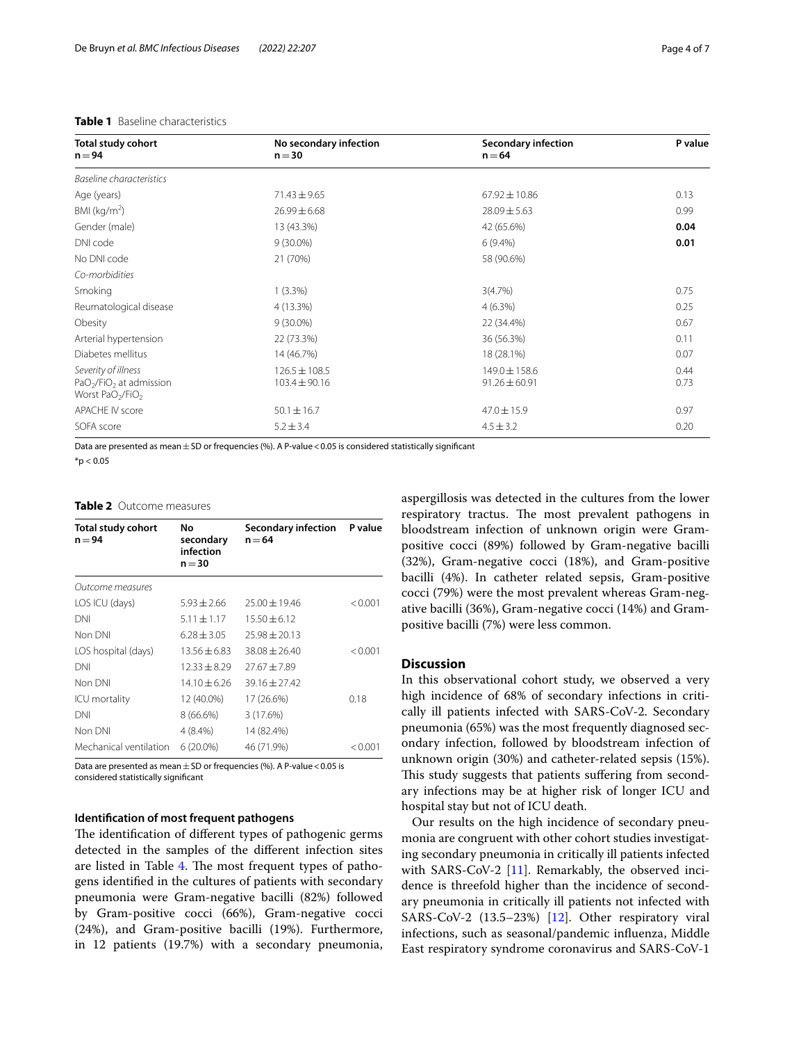**Table 1** Baseline characteristics

| Total study cohort n = 94 | No secondary infection n = 30 | Secondary infection n = 64 | P value |
|---|---|---|---|
| *Baseline characteristics* | | | |
| Age (years) | 71.43 ± 9.65 | 67.92 ± 10.86 | 0.13 |
| BMI (kg/m$^2$) | 26.99 ± 6.68 | 28.09 ± 5.63 | 0.99 |
| Gender (male) | 13 (43.3%) | 42 (65.6%) | **0.04** |
| DNI code | 9 (30.0%) | 6 (9.4%) | **0.01** |
| No DNI code | 21 (70%) | 58 (90.6%) | |
| *Co-morbidities* | | | |
| Smoking | 1 (3.3%) | 3(4.7%) | 0.75 |
| Reumatological disease | 4 (13.3%) | 4 (6.3%) | 0.25 |
| Obesity | 9 (30.0%) | 22 (34.4%) | 0.67 |
| Arterial hypertension | 22 (73.3%) | 36 (56.3%) | 0.11 |
| Diabetes mellitus | 14 (46.7%) | 18 (28.1%) | 0.07 |
| *Severity of illness* | | | |
| $PaO_2/FiO_2$ at admission | 126.5 ± 108.5 | 149.0 ± 158.6 | 0.44 |
| Worst $PaO_2/FiO_2$ | 103.4 ± 90.16 | 91.26 ± 60.91 | 0.73 |
| APACHE IV score | 50.1 ± 16.7 | 47.0 ± 15.9 | 0.97 |
| SOFA score | 5.2 ± 3.4 | 4.5 ± 3.2 | 0.20 |

Data are presented as mean ± SD or frequencies (%). A P-value < 0.05 is considered statistically significant

*p < 0.05

**Table 2** Outcome measures

| Total study cohort n = 94 | No secondary infection n = 30 | Secondary infection n = 64 | P value |
|---|---|---|---|
| *Outcome measures* | | | |
| LOS ICU (days) | 5.93 ± 2.66 | 25.00 ± 19.46 | < 0.001 |
| DNI | 5.11 ± 1.17 | 15.50 ± 6.12 | |
| Non DNI | 6.28 ± 3.05 | 25.98 ± 20.13 | |
| LOS hospital (days) | 13.56 ± 6.83 | 38.08 ± 26.40 | < 0.001 |
| DNI | 12.33 ± 8.29 | 27.67 ± 7.89 | |
| Non DNI | 14.10 ± 6.26 | 39.16 ± 27.42 | |
| ICU mortality | 12 (40.0%) | 17 (26.6%) | 0.18 |
| DNI | 8 (66.6%) | 3 (17.6%) | |
| Non DNI | 4 (8.4%) | 14 (82.4%) | |
| Mechanical ventilation | 6 (20.0%) | 46 (71.9%) | < 0.001 |

Data are presented as mean ± SD or frequencies (%). A P-value < 0.05 is considered statistically significant

### Identification of most frequent pathogens

The identification of different types of pathogenic germs detected in the samples of the different infection sites are listed in Table 4. The most frequent types of pathogens identified in the cultures of patients with secondary pneumonia were Gram-negative bacilli (82%) followed by Gram-positive cocci (66%), Gram-negative cocci (24%), and Gram-positive bacilli (19%). Furthermore, in 12 patients (19.7%) with a secondary pneumonia, aspergillosis was detected in the cultures from the lower respiratory tractus. The most prevalent pathogens in bloodstream infection of unknown origin were Gram-positive cocci (89%) followed by Gram-negative bacilli (32%), Gram-negative cocci (18%), and Gram-positive bacilli (4%). In catheter related sepsis, Gram-positive cocci (79%) were the most prevalent whereas Gram-negative bacilli (36%), Gram-negative cocci (14%) and Gram-positive bacilli (7%) were less common.

## Discussion

In this observational cohort study, we observed a very high incidence of 68% of secondary infections in critically ill patients infected with SARS-CoV-2. Secondary pneumonia (65%) was the most frequently diagnosed secondary infection, followed by bloodstream infection of unknown origin (30%) and catheter-related sepsis (15%). This study suggests that patients suffering from secondary infections may be at higher risk of longer ICU and hospital stay but not of ICU death.

Our results on the high incidence of secondary pneumonia are congruent with other cohort studies investigating secondary pneumonia in critically ill patients infected with SARS-CoV-2 [11]. Remarkably, the observed incidence is threefold higher than the incidence of secondary pneumonia in critically ill patients not infected with SARS-CoV-2 (13.5–23%) [12]. Other respiratory viral infections, such as seasonal/pandemic influenza, Middle East respiratory syndrome coronavirus and SARS-CoV-1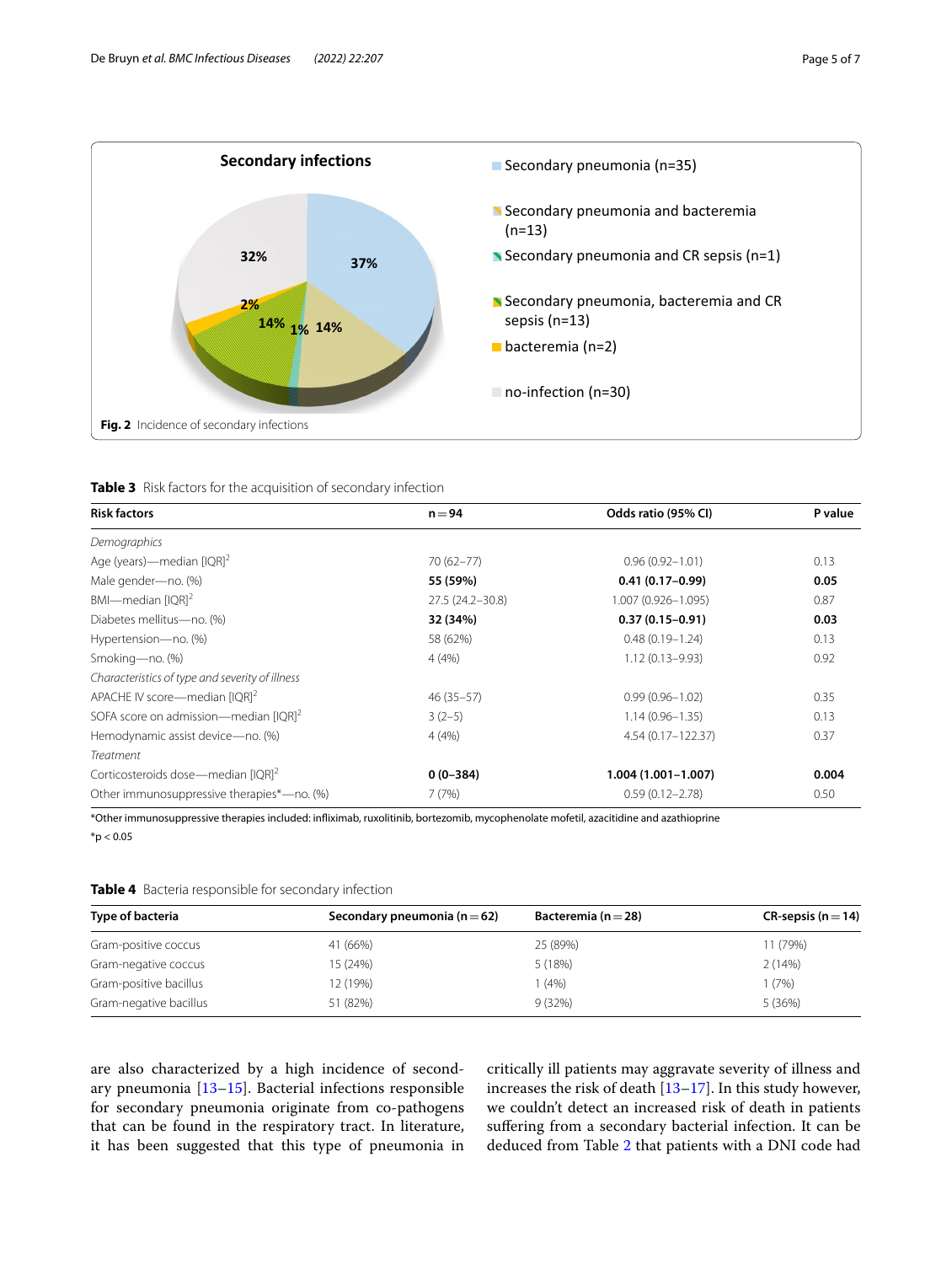**Secondary infections**

- Secondary pneumonia (n=35)
- Secondary pneumonia and bacteremia (n=13)
- Secondary pneumonia and CR sepsis (n=1)
- Secondary pneumonia, bacteremia and CR sepsis (n=13)
- bacteremia (n=2)
- no-infection (n=30)

37% | 14% | 1% | 14% | 2% | 32%

**Fig. 2** Incidence of secondary infections

**Table 3** Risk factors for the acquisition of secondary infection

| Risk factors | n = 94 | Odds ratio (95% CI) | P value |
|---|---|---|---|
| *Demographics* | | | |
| Age (years)—median [IQR][2] | 70 (62–77) | 0.96 (0.92–1.01) | 0.13 |
| Male gender—no. (%) | **55 (59%)** | **0.41 (0.17–0.99)** | **0.05** |
| BMI—median [IQR][2] | 27.5 (24.2–30.8) | 1.007 (0.926–1.095) | 0.87 |
| Diabetes mellitus—no. (%) | **32 (34%)** | **0.37 (0.15–0.91)** | **0.03** |
| Hypertension—no. (%) | 58 (62%) | 0.48 (0.19–1.24) | 0.13 |
| Smoking—no. (%) | 4 (4%) | 1.12 (0.13–9.93) | 0.92 |
| *Characteristics of type and severity of illness* | | | |
| APACHE IV score—median [IQR][2] | 46 (35–57) | 0.99 (0.96–1.02) | 0.35 |
| SOFA score on admission—median [IQR][2] | 3 (2–5) | 1.14 (0.96–1.35) | 0.13 |
| Hemodynamic assist device—no. (%) | 4 (4%) | 4.54 (0.17–122.37) | 0.37 |
| *Treatment* | | | |
| Corticosteroids dose—median [IQR][2] | **0 (0–384)** | **1.004 (1.001–1.007)** | **0.004** |
| Other immunosuppressive therapies*—no. (%) | 7 (7%) | 0.59 (0.12–2.78) | 0.50 |

*Other immunosuppressive therapies included: infliximab, ruxolitinib, bortezomib, mycophenolate mofetil, azacitidine and azathioprine

*$p < 0.05$

**Table 4** Bacteria responsible for secondary infection

| Type of bacteria | Secondary pneumonia (n = 62) | Bacteremia (n = 28) | CR-sepsis (n = 14) |
|---|---|---|---|
| Gram-positive coccus | 41 (66%) | 25 (89%) | 11 (79%) |
| Gram-negative coccus | 15 (24%) | 5 (18%) | 2 (14%) |
| Gram-positive bacillus | 12 (19%) | 1 (4%) | 1 (7%) |
| Gram-negative bacillus | 51 (82%) | 9 (32%) | 5 (36%) |

are also characterized by a high incidence of secondary pneumonia [13–15]. Bacterial infections responsible for secondary pneumonia originate from co-pathogens that can be found in the respiratory tract. In literature, it has been suggested that this type of pneumonia in critically ill patients may aggravate severity of illness and increases the risk of death [13–17]. In this study however, we couldn't detect an increased risk of death in patients suffering from a secondary bacterial infection. It can be deduced from Table 2 that patients with a DNI code had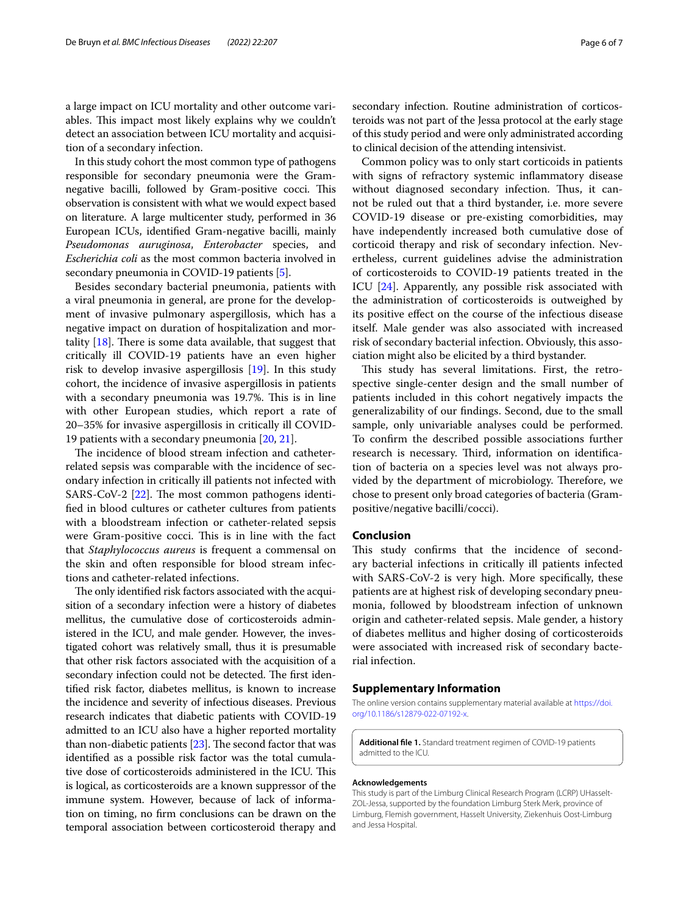a large impact on ICU mortality and other outcome variables. This impact most likely explains why we couldn't detect an association between ICU mortality and acquisition of a secondary infection.

In this study cohort the most common type of pathogens responsible for secondary pneumonia were the Gram-negative bacilli, followed by Gram-positive cocci. This observation is consistent with what we would expect based on literature. A large multicenter study, performed in 36 European ICUs, identified Gram-negative bacilli, mainly *Pseudomonas auruginosa*, *Enterobacter* species, and *Escherichia coli* as the most common bacteria involved in secondary pneumonia in COVID-19 patients [5].

Besides secondary bacterial pneumonia, patients with a viral pneumonia in general, are prone for the development of invasive pulmonary aspergillosis, which has a negative impact on duration of hospitalization and mortality [18]. There is some data available, that suggest that critically ill COVID-19 patients have an even higher risk to develop invasive aspergillosis [19]. In this study cohort, the incidence of invasive aspergillosis in patients with a secondary pneumonia was 19.7%. This is in line with other European studies, which report a rate of 20–35% for invasive aspergillosis in critically ill COVID-19 patients with a secondary pneumonia [20, 21].

The incidence of blood stream infection and catheter-related sepsis was comparable with the incidence of secondary infection in critically ill patients not infected with SARS-CoV-2 [22]. The most common pathogens identified in blood cultures or catheter cultures from patients with a bloodstream infection or catheter-related sepsis were Gram-positive cocci. This is in line with the fact that *Staphylococcus aureus* is frequent a commensal on the skin and often responsible for blood stream infections and catheter-related infections.

The only identified risk factors associated with the acquisition of a secondary infection were a history of diabetes mellitus, the cumulative dose of corticosteroids administered in the ICU, and male gender. However, the investigated cohort was relatively small, thus it is presumable that other risk factors associated with the acquisition of a secondary infection could not be detected. The first identified risk factor, diabetes mellitus, is known to increase the incidence and severity of infectious diseases. Previous research indicates that diabetic patients with COVID-19 admitted to an ICU also have a higher reported mortality than non-diabetic patients [23]. The second factor that was identified as a possible risk factor was the total cumulative dose of corticosteroids administered in the ICU. This is logical, as corticosteroids are a known suppressor of the immune system. However, because of lack of information on timing, no firm conclusions can be drawn on the temporal association between corticosteroid therapy and secondary infection. Routine administration of corticosteroids was not part of the Jessa protocol at the early stage of this study period and were only administrated according to clinical decision of the attending intensivist.

Common policy was to only start corticoids in patients with signs of refractory systemic inflammatory disease without diagnosed secondary infection. Thus, it cannot be ruled out that a third bystander, i.e. more severe COVID-19 disease or pre-existing comorbidities, may have independently increased both cumulative dose of corticoid therapy and risk of secondary infection. Nevertheless, current guidelines advise the administration of corticosteroids to COVID-19 patients treated in the ICU [24]. Apparently, any possible risk associated with the administration of corticosteroids is outweighed by its positive effect on the course of the infectious disease itself. Male gender was also associated with increased risk of secondary bacterial infection. Obviously, this association might also be elicited by a third bystander.

This study has several limitations. First, the retrospective single-center design and the small number of patients included in this cohort negatively impacts the generalizability of our findings. Second, due to the small sample, only univariable analyses could be performed. To confirm the described possible associations further research is necessary. Third, information on identification of bacteria on a species level was not always provided by the department of microbiology. Therefore, we chose to present only broad categories of bacteria (Gram-positive/negative bacilli/cocci).

## Conclusion

This study confirms that the incidence of secondary bacterial infections in critically ill patients infected with SARS-CoV-2 is very high. More specifically, these patients are at highest risk of developing secondary pneumonia, followed by bloodstream infection of unknown origin and catheter-related sepsis. Male gender, a history of diabetes mellitus and higher dosing of corticosteroids were associated with increased risk of secondary bacterial infection.

## Supplementary Information

The online version contains supplementary material available at https://doi.org/10.1186/s12879-022-07192-x.

**Additional file 1.** Standard treatment regimen of COVID-19 patients admitted to the ICU.

#### Acknowledgements

This study is part of the Limburg Clinical Research Program (LCRP) UHasselt-ZOL-Jessa, supported by the foundation Limburg Sterk Merk, province of Limburg, Flemish government, Hasselt University, Ziekenhuis Oost-Limburg and Jessa Hospital.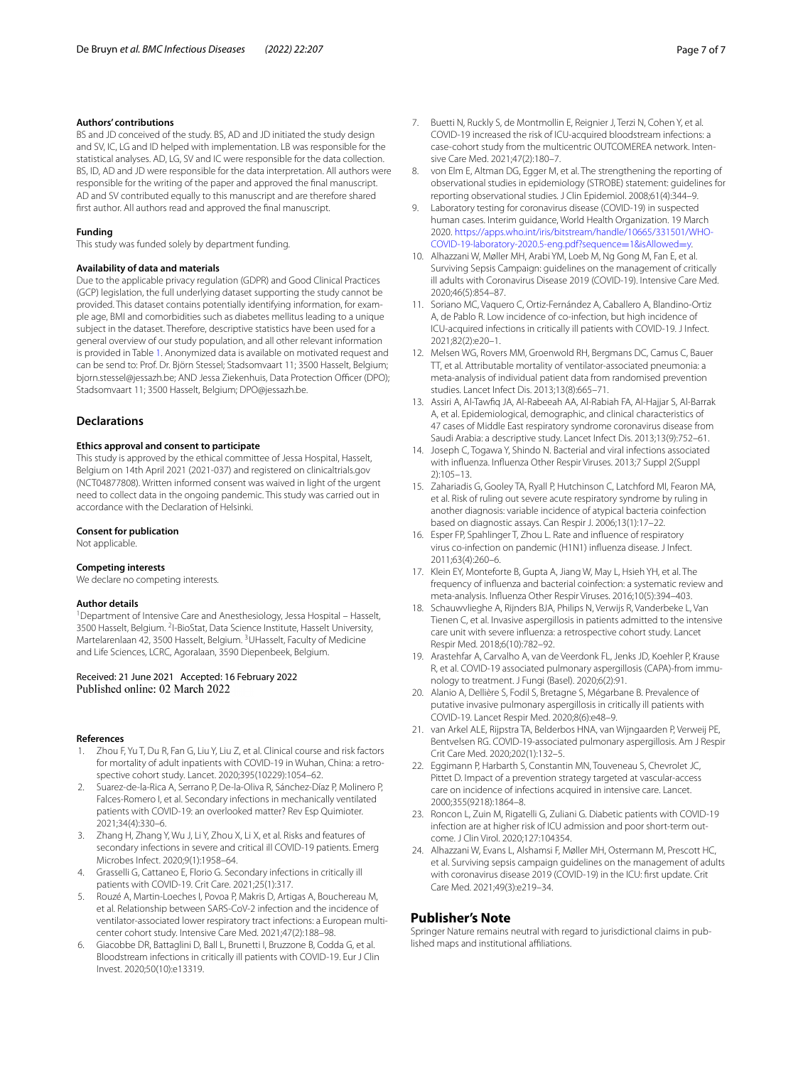#### Authors' contributions

BS and JD conceived of the study. BS, AD and JD initiated the study design and SV, IC, LG and ID helped with implementation. LB was responsible for the statistical analyses. AD, LG, SV and IC were responsible for the data collection. BS, ID, AD and JD were responsible for the data interpretation. All authors were responsible for the writing of the paper and approved the final manuscript. AD and SV contributed equally to this manuscript and are therefore shared first author. All authors read and approved the final manuscript.

#### Funding

This study was funded solely by department funding.

#### Availability of data and materials

Due to the applicable privacy regulation (GDPR) and Good Clinical Practices (GCP) legislation, the full underlying dataset supporting the study cannot be provided. This dataset contains potentially identifying information, for example age, BMI and comorbidities such as diabetes mellitus leading to a unique subject in the dataset. Therefore, descriptive statistics have been used for a general overview of our study population, and all other relevant information is provided in Table 1. Anonymized data is available on motivated request and can be send to: Prof. Dr. Björn Stessel; Stadsomvaart 11; 3500 Hasselt, Belgium; bjorn.stessel@jessazh.be; AND Jessa Ziekenhuis, Data Protection Officer (DPO); Stadsomvaart 11; 3500 Hasselt, Belgium; DPO@jessazh.be.

## Declarations

#### Ethics approval and consent to participate

This study is approved by the ethical committee of Jessa Hospital, Hasselt, Belgium on 14th April 2021 (2021-037) and registered on clinicaltrials.gov (NCT04877808). Written informed consent was waived in light of the urgent need to collect data in the ongoing pandemic. This study was carried out in accordance with the Declaration of Helsinki.

#### Consent for publication

Not applicable.

#### Competing interests

We declare no competing interests.

#### Author details

[1]Department of Intensive Care and Anesthesiology, Jessa Hospital – Hasselt, 3500 Hasselt, Belgium. [2]I-BioStat, Data Science Institute, Hasselt University, Martelarenlaan 42, 3500 Hasselt, Belgium. [3]UHasselt, Faculty of Medicine and Life Sciences, LCRC, Agoralaan, 3590 Diepenbeek, Belgium.

Received: 21 June 2021 Accepted: 16 February 2022
Published online: 02 March 2022

#### References

1. Zhou F, Yu T, Du R, Fan G, Liu Y, Liu Z, et al. Clinical course and risk factors for mortality of adult inpatients with COVID-19 in Wuhan, China: a retrospective cohort study. Lancet. 2020;395(10229):1054–62.
2. Suarez-de-la-Rica A, Serrano P, De-la-Oliva R, Sánchez-Díaz P, Molinero P, Falces-Romero I, et al. Secondary infections in mechanically ventilated patients with COVID-19: an overlooked matter? Rev Esp Quimioter. 2021;34(4):330–6.
3. Zhang H, Zhang Y, Wu J, Li Y, Zhou X, Li X, et al. Risks and features of secondary infections in severe and critical ill COVID-19 patients. Emerg Microbes Infect. 2020;9(1):1958–64.
4. Grasselli G, Cattaneo E, Florio G. Secondary infections in critically ill patients with COVID-19. Crit Care. 2021;25(1):317.
5. Rouzé A, Martin-Loeches I, Povoa P, Makris D, Artigas A, Bouchereau M, et al. Relationship between SARS-CoV-2 infection and the incidence of ventilator-associated lower respiratory tract infections: a European multicenter cohort study. Intensive Care Med. 2021;47(2):188–98.
6. Giacobbe DR, Battaglini D, Ball L, Brunetti I, Bruzzone B, Codda G, et al. Bloodstream infections in critically ill patients with COVID-19. Eur J Clin Invest. 2020;50(10):e13319.
7. Buetti N, Ruckly S, de Montmollin E, Reignier J, Terzi N, Cohen Y, et al. COVID-19 increased the risk of ICU-acquired bloodstream infections: a case-cohort study from the multicentric OUTCOMEREA network. Intensive Care Med. 2021;47(2):180–7.
8. von Elm E, Altman DG, Egger M, et al. The strengthening the reporting of observational studies in epidemiology (STROBE) statement: guidelines for reporting observational studies. J Clin Epidemiol. 2008;61(4):344–9.
9. Laboratory testing for coronavirus disease (COVID-19) in suspected human cases. Interim guidance, World Health Organization. 19 March 2020. https://apps.who.int/iris/bitstream/handle/10665/331501/WHO-COVID-19-laboratory-2020.5-eng.pdf?sequence=1&isAllowed=y.
10. Alhazzani W, Møller MH, Arabi YM, Loeb M, Ng Gong M, Fan E, et al. Surviving Sepsis Campaign: guidelines on the management of critically ill adults with Coronavirus Disease 2019 (COVID-19). Intensive Care Med. 2020;46(5):854–87.
11. Soriano MC, Vaquero C, Ortiz-Fernández A, Caballero A, Blandino-Ortiz A, de Pablo R. Low incidence of co-infection, but high incidence of ICU-acquired infections in critically ill patients with COVID-19. J Infect. 2021;82(2):e20–1.
12. Melsen WG, Rovers MM, Groenwold RH, Bergmans DC, Camus C, Bauer TT, et al. Attributable mortality of ventilator-associated pneumonia: a meta-analysis of individual patient data from randomised prevention studies. Lancet Infect Dis. 2013;13(8):665–71.
13. Assiri A, Al-Tawfiq JA, Al-Rabeeah AA, Al-Rabiah FA, Al-Hajjar S, Al-Barrak A, et al. Epidemiological, demographic, and clinical characteristics of 47 cases of Middle East respiratory syndrome coronavirus disease from Saudi Arabia: a descriptive study. Lancet Infect Dis. 2013;13(9):752–61.
14. Joseph C, Togawa Y, Shindo N. Bacterial and viral infections associated with influenza. Influenza Other Respir Viruses. 2013;7 Suppl 2(Suppl 2):105–13.
15. Zahariadis G, Gooley TA, Ryall P, Hutchinson C, Latchford MI, Fearon MA, et al. Risk of ruling out severe acute respiratory syndrome by ruling in another diagnosis: variable incidence of atypical bacteria coinfection based on diagnostic assays. Can Respir J. 2006;13(1):17–22.
16. Esper FP, Spahlinger T, Zhou L. Rate and influence of respiratory virus co-infection on pandemic (H1N1) influenza disease. J Infect. 2011;63(4):260–6.
17. Klein EY, Monteforte B, Gupta A, Jiang W, May L, Hsieh YH, et al. The frequency of influenza and bacterial coinfection: a systematic review and meta-analysis. Influenza Other Respir Viruses. 2016;10(5):394–403.
18. Schauwvlieghe A, Rijnders BJA, Philips N, Verwijs R, Vanderbeke L, Van Tienen C, et al. Invasive aspergillosis in patients admitted to the intensive care unit with severe influenza: a retrospective cohort study. Lancet Respir Med. 2018;6(10):782–92.
19. Arastehfar A, Carvalho A, van de Veerdonk FL, Jenks JD, Koehler P, Krause R, et al. COVID-19 associated pulmonary aspergillosis (CAPA)-from immunology to treatment. J Fungi (Basel). 2020;6(2):91.
20. Alanio A, Dellière S, Fodil S, Bretagne S, Mégarbane B. Prevalence of putative invasive pulmonary aspergillosis in critically ill patients with COVID-19. Lancet Respir Med. 2020;8(6):e48–9.
21. van Arkel ALE, Rijpstra TA, Belderbos HNA, van Wijngaarden P, Verweij PE, Bentvelsen RG. COVID-19-associated pulmonary aspergillosis. Am J Respir Crit Care Med. 2020;202(1):132–5.
22. Eggimann P, Harbarth S, Constantin MN, Touveneau S, Chevrolet JC, Pittet D. Impact of a prevention strategy targeted at vascular-access care on incidence of infections acquired in intensive care. Lancet. 2000;355(9218):1864–8.
23. Roncon L, Zuin M, Rigatelli G, Zuliani G. Diabetic patients with COVID-19 infection are at higher risk of ICU admission and poor short-term outcome. J Clin Virol. 2020;127:104354.
24. Alhazzani W, Evans L, Alshamsi F, Møller MH, Ostermann M, Prescott HC, et al. Surviving sepsis campaign guidelines on the management of adults with coronavirus disease 2019 (COVID-19) in the ICU: first update. Crit Care Med. 2021;49(3):e219–34.

## Publisher's Note

Springer Nature remains neutral with regard to jurisdictional claims in published maps and institutional affiliations.